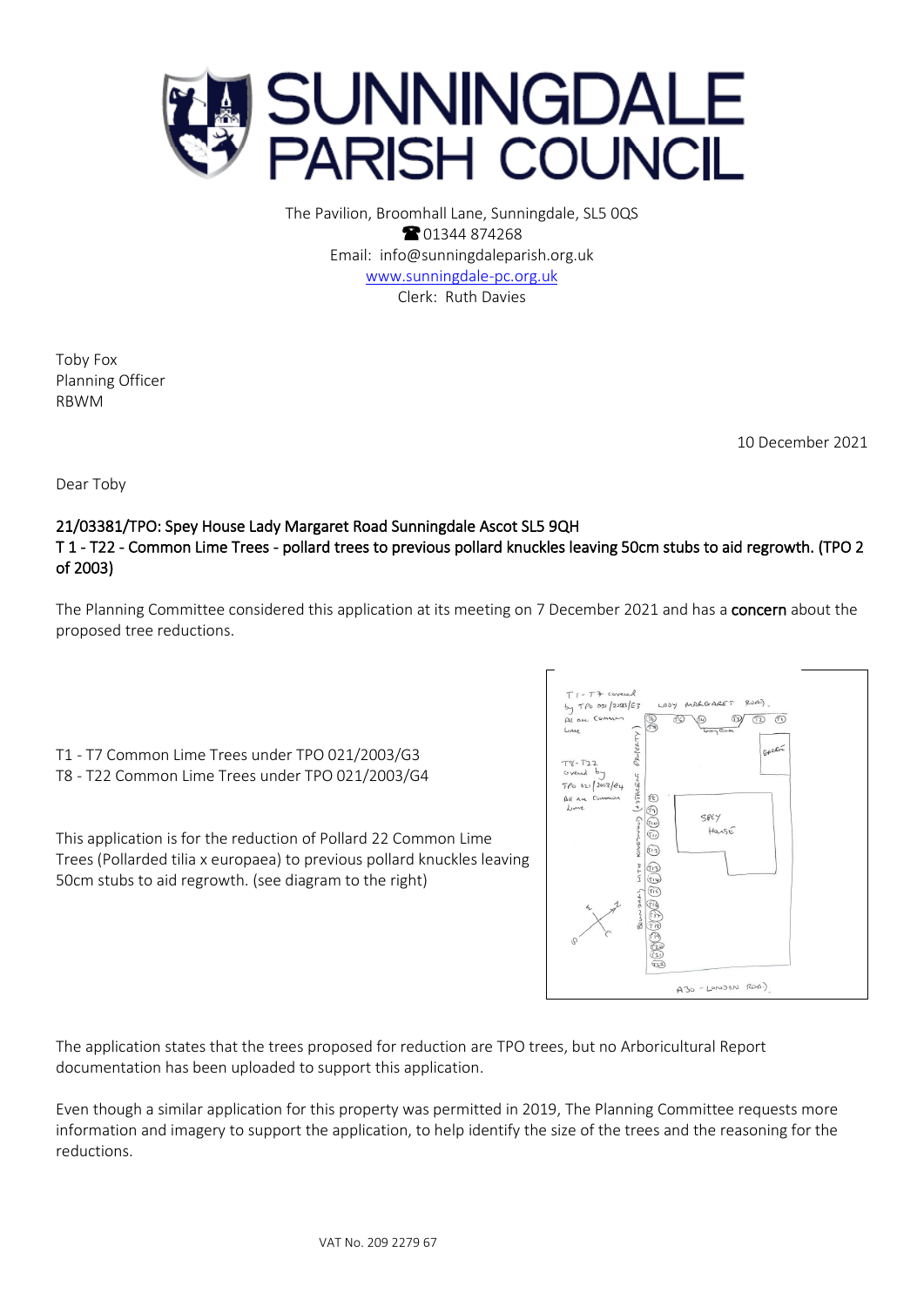# SUNNINGDALE PARISH COUNCIL

The Pavilion, Broomhall Lane, Sunningdale, SL5 0QS
☎ 01344 874268
Email: info@sunningdaleparish.org.uk
www.sunningdale-pc.org.uk
Clerk: Ruth Davies

Toby Fox
Planning Officer
RBWM

10 December 2021

Dear Toby

**21/03381/TPO: Spey House Lady Margaret Road Sunningdale Ascot SL5 9QH**
**T 1 - T22 - Common Lime Trees - pollard trees to previous pollard knuckles leaving 50cm stubs to aid regrowth. (TPO 2 of 2003)**

The Planning Committee considered this application at its meeting on 7 December 2021 and has a **concern** about the proposed tree reductions.

T1 - T7 Common Lime Trees under TPO 021/2003/G3
T8 - T22 Common Lime Trees under TPO 021/2003/G4

This application is for the reduction of Pollard 22 Common Lime Trees (Pollarded tilia x europaea) to previous pollard knuckles leaving 50cm stubs to aid regrowth. (see diagram to the right)

The application states that the trees proposed for reduction are TPO trees, but no Arboricultural Report documentation has been uploaded to support this application.

Even though a similar application for this property was permitted in 2019, The Planning Committee requests more information and imagery to support the application, to help identify the size of the trees and the reasoning for the reductions.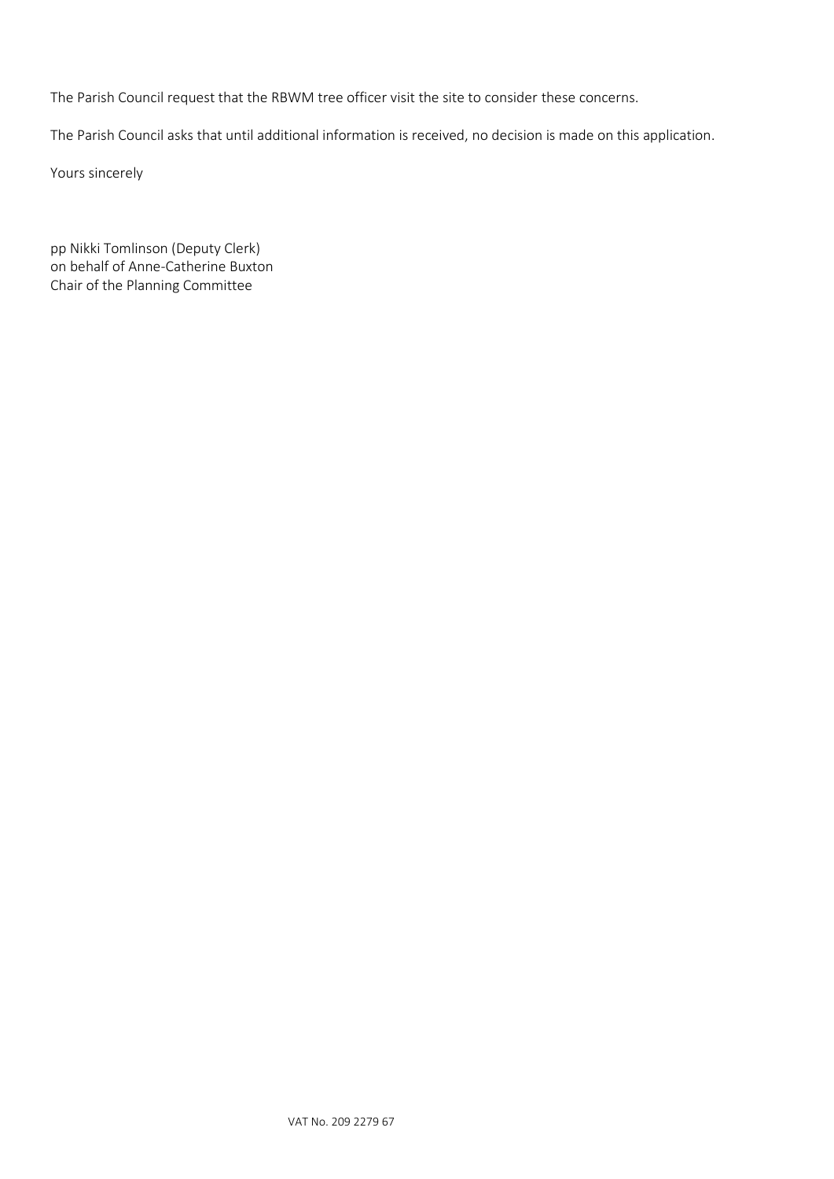The Parish Council request that the RBWM tree officer visit the site to consider these concerns.

The Parish Council asks that until additional information is received, no decision is made on this application.

Yours sincerely

pp Nikki Tomlinson (Deputy Clerk)
on behalf of Anne-Catherine Buxton
Chair of the Planning Committee

VAT No. 209 2279 67